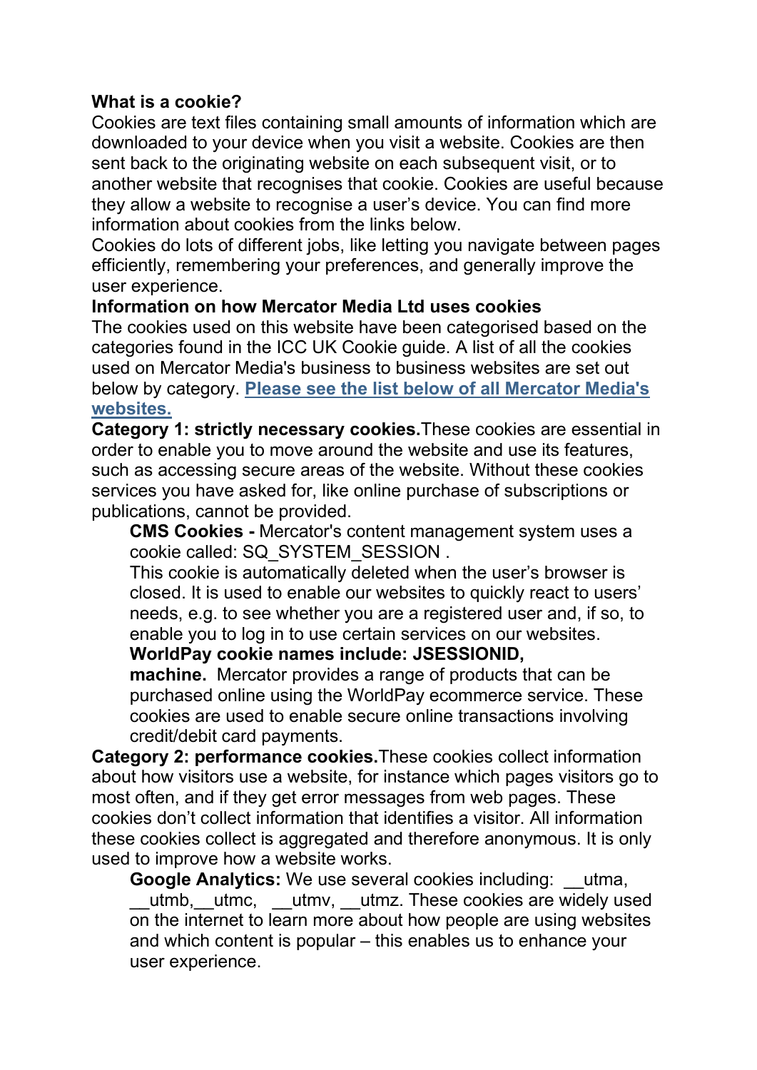**What is a cookie?**

Cookies are text files containing small amounts of information which are downloaded to your device when you visit a website. Cookies are then sent back to the originating website on each subsequent visit, or to another website that recognises that cookie. Cookies are useful because they allow a website to recognise a user's device. You can find more information about cookies from the links below.

Cookies do lots of different jobs, like letting you navigate between pages efficiently, remembering your preferences, and generally improve the user experience.

**Information on how Mercator Media Ltd uses cookies**

The cookies used on this website have been categorised based on the categories found in the ICC UK Cookie guide. A list of all the cookies used on Mercator Media's business to business websites are set out below by category. **Please see the list below of all Mercator Media's websites.**

**Category 1: strictly necessary cookies.** These cookies are essential in order to enable you to move around the website and use its features, such as accessing secure areas of the website. Without these cookies services you have asked for, like online purchase of subscriptions or publications, cannot be provided.

> **CMS Cookies -** Mercator's content management system uses a cookie called: SQ_SYSTEM_SESSION .
>
> This cookie is automatically deleted when the user's browser is closed. It is used to enable our websites to quickly react to users' needs, e.g. to see whether you are a registered user and, if so, to enable you to log in to use certain services on our websites.
>
> **WorldPay cookie names include: JSESSIONID, machine.** Mercator provides a range of products that can be purchased online using the WorldPay ecommerce service. These cookies are used to enable secure online transactions involving credit/debit card payments.

**Category 2: performance cookies.** These cookies collect information about how visitors use a website, for instance which pages visitors go to most often, and if they get error messages from web pages. These cookies don't collect information that identifies a visitor. All information these cookies collect is aggregated and therefore anonymous. It is only used to improve how a website works.

> **Google Analytics:** We use several cookies including: __utma, __utmb, __utmc, __utmv, __utmz. These cookies are widely used on the internet to learn more about how people are using websites and which content is popular – this enables us to enhance your user experience.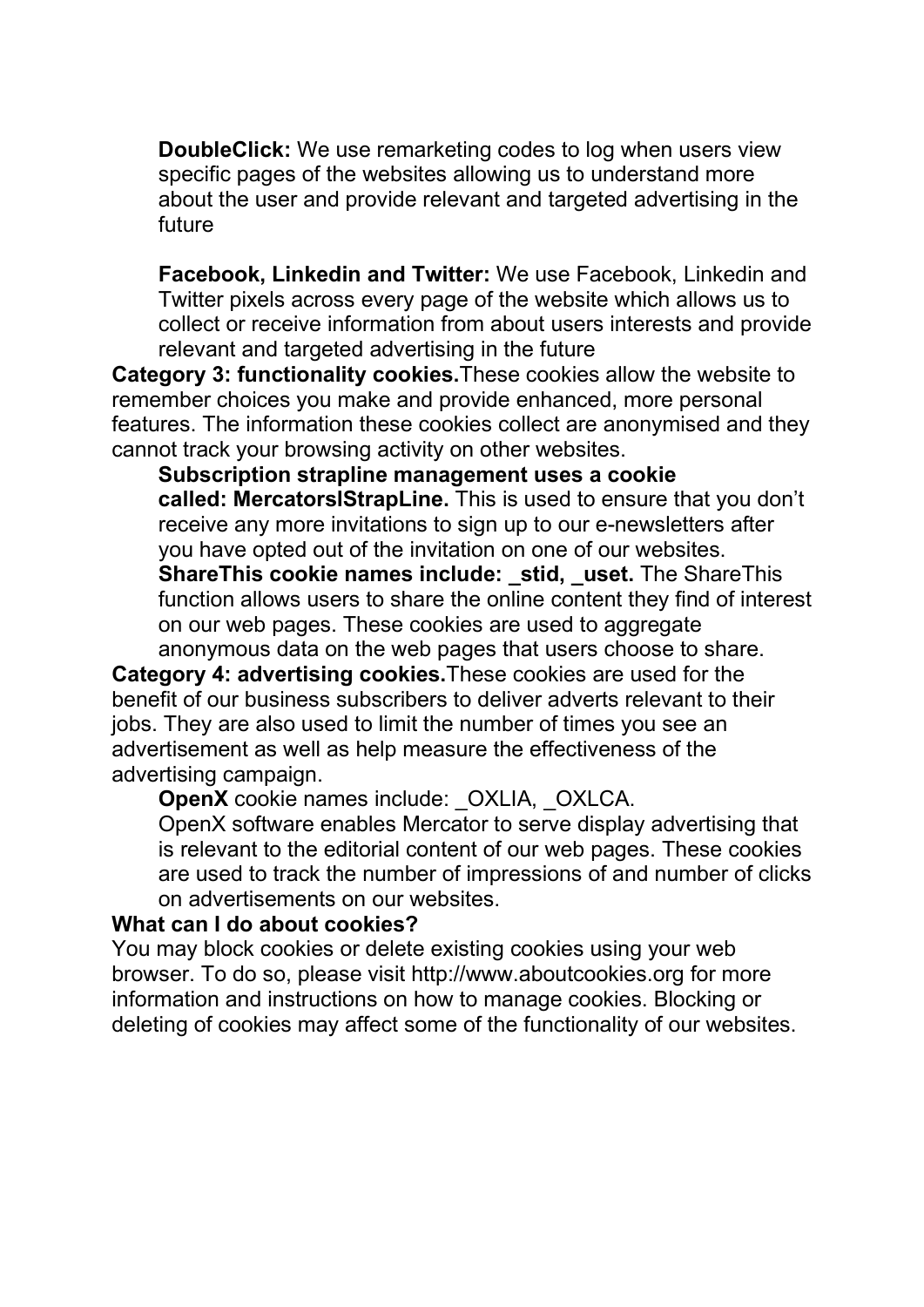**DoubleClick:** We use remarketing codes to log when users view specific pages of the websites allowing us to understand more about the user and provide relevant and targeted advertising in the future

**Facebook, Linkedin and Twitter:** We use Facebook, Linkedin and Twitter pixels across every page of the website which allows us to collect or receive information from about users interests and provide relevant and targeted advertising in the future

**Category 3: functionality cookies.** These cookies allow the website to remember choices you make and provide enhanced, more personal features. The information these cookies collect are anonymised and they cannot track your browsing activity on other websites.

**Subscription strapline management uses a cookie called: MercatorslStrapLine.** This is used to ensure that you don't receive any more invitations to sign up to our e-newsletters after you have opted out of the invitation on one of our websites.

**ShareThis cookie names include: _stid, _uset.** The ShareThis function allows users to share the online content they find of interest on our web pages. These cookies are used to aggregate anonymous data on the web pages that users choose to share.

**Category 4: advertising cookies.** These cookies are used for the benefit of our business subscribers to deliver adverts relevant to their jobs. They are also used to limit the number of times you see an advertisement as well as help measure the effectiveness of the advertising campaign.

**OpenX** cookie names include: _OXLIA, _OXLCA.

OpenX software enables Mercator to serve display advertising that is relevant to the editorial content of our web pages. These cookies are used to track the number of impressions of and number of clicks on advertisements on our websites.

**What can I do about cookies?**

You may block cookies or delete existing cookies using your web browser. To do so, please visit http://www.aboutcookies.org for more information and instructions on how to manage cookies. Blocking or deleting of cookies may affect some of the functionality of our websites.